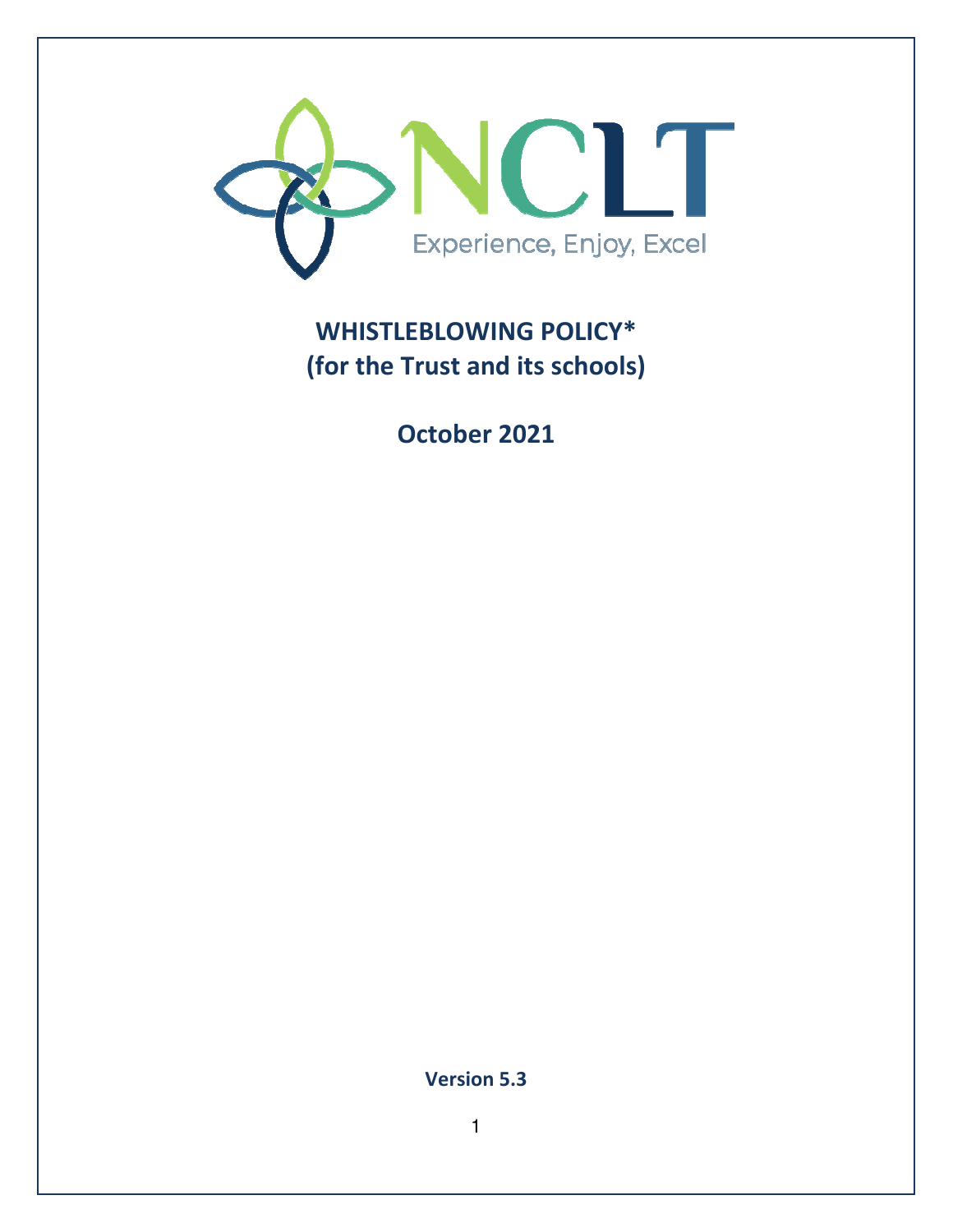NCLT

Experience, Enjoy, Excel

# WHISTLEBLOWING POLICY*
## (for the Trust and its schools)

## October 2021

**Version 5.3**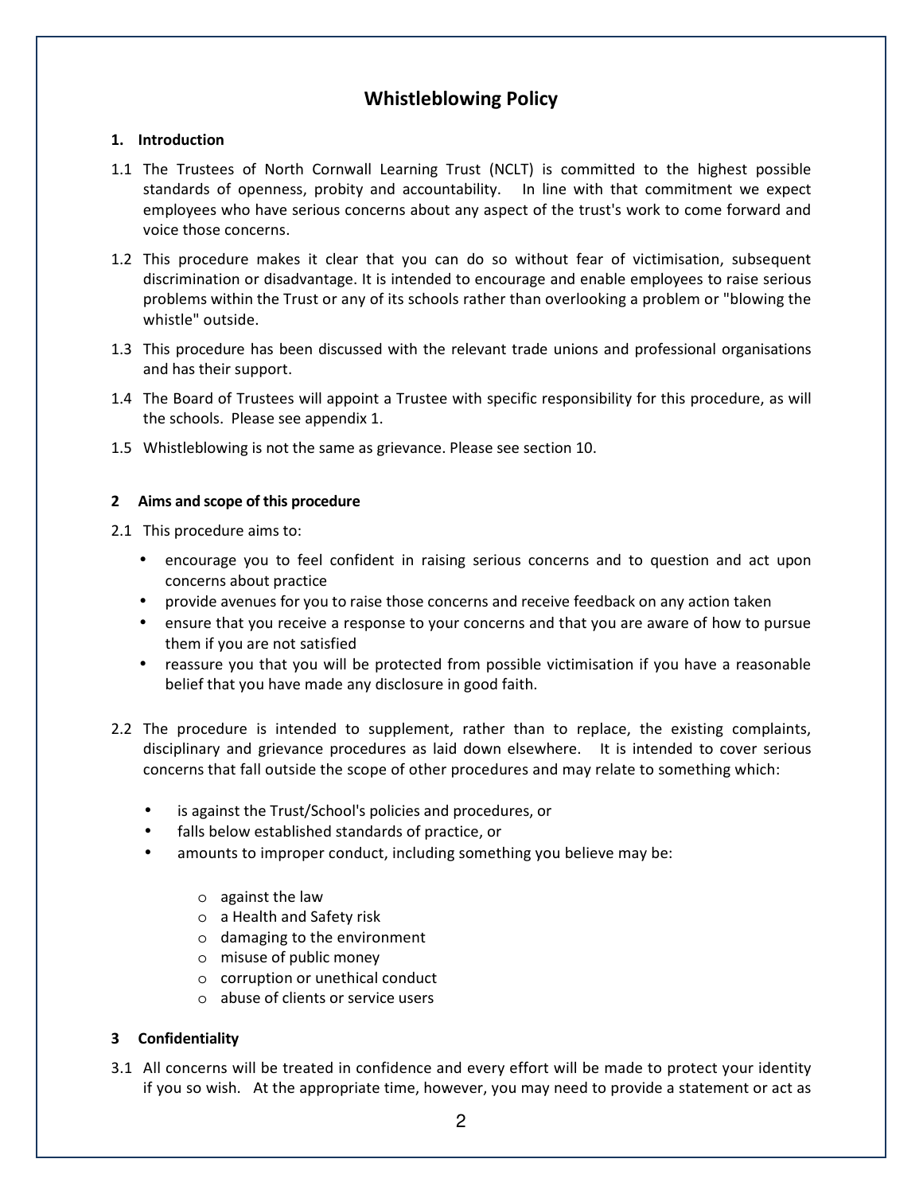# Whistleblowing Policy

## 1. Introduction

1.1 The Trustees of North Cornwall Learning Trust (NCLT) is committed to the highest possible standards of openness, probity and accountability. In line with that commitment we expect employees who have serious concerns about any aspect of the trust's work to come forward and voice those concerns.

1.2 This procedure makes it clear that you can do so without fear of victimisation, subsequent discrimination or disadvantage. It is intended to encourage and enable employees to raise serious problems within the Trust or any of its schools rather than overlooking a problem or "blowing the whistle" outside.

1.3 This procedure has been discussed with the relevant trade unions and professional organisations and has their support.

1.4 The Board of Trustees will appoint a Trustee with specific responsibility for this procedure, as will the schools. Please see appendix 1.

1.5 Whistleblowing is not the same as grievance. Please see section 10.

## 2 Aims and scope of this procedure

2.1 This procedure aims to:

- encourage you to feel confident in raising serious concerns and to question and act upon concerns about practice
- provide avenues for you to raise those concerns and receive feedback on any action taken
- ensure that you receive a response to your concerns and that you are aware of how to pursue them if you are not satisfied
- reassure you that you will be protected from possible victimisation if you have a reasonable belief that you have made any disclosure in good faith.

2.2 The procedure is intended to supplement, rather than to replace, the existing complaints, disciplinary and grievance procedures as laid down elsewhere. It is intended to cover serious concerns that fall outside the scope of other procedures and may relate to something which:

- is against the Trust/School's policies and procedures, or
- falls below established standards of practice, or
- amounts to improper conduct, including something you believe may be:
  - against the law
  - a Health and Safety risk
  - damaging to the environment
  - misuse of public money
  - corruption or unethical conduct
  - abuse of clients or service users

## 3 Confidentiality

3.1 All concerns will be treated in confidence and every effort will be made to protect your identity if you so wish. At the appropriate time, however, you may need to provide a statement or act as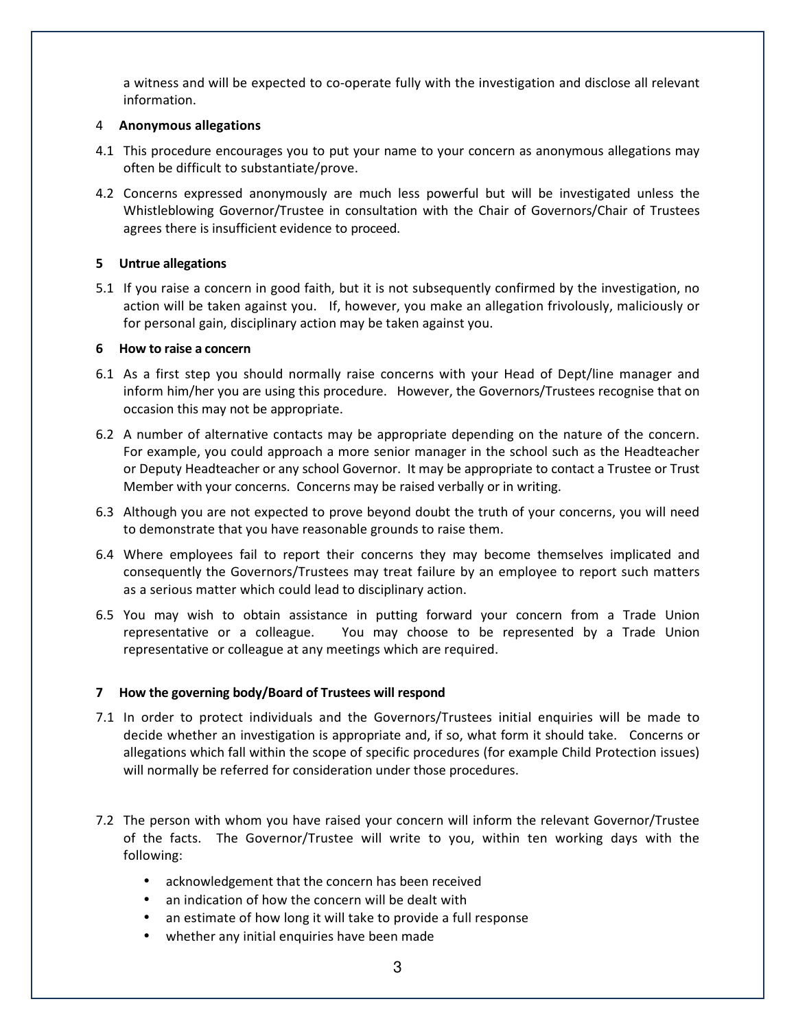a witness and will be expected to co-operate fully with the investigation and disclose all relevant information.

## 4 Anonymous allegations

4.1 This procedure encourages you to put your name to your concern as anonymous allegations may often be difficult to substantiate/prove.

4.2 Concerns expressed anonymously are much less powerful but will be investigated unless the Whistleblowing Governor/Trustee in consultation with the Chair of Governors/Chair of Trustees agrees there is insufficient evidence to proceed.

## 5 Untrue allegations

5.1 If you raise a concern in good faith, but it is not subsequently confirmed by the investigation, no action will be taken against you. If, however, you make an allegation frivolously, maliciously or for personal gain, disciplinary action may be taken against you.

## 6 How to raise a concern

6.1 As a first step you should normally raise concerns with your Head of Dept/line manager and inform him/her you are using this procedure. However, the Governors/Trustees recognise that on occasion this may not be appropriate.

6.2 A number of alternative contacts may be appropriate depending on the nature of the concern. For example, you could approach a more senior manager in the school such as the Headteacher or Deputy Headteacher or any school Governor. It may be appropriate to contact a Trustee or Trust Member with your concerns. Concerns may be raised verbally or in writing.

6.3 Although you are not expected to prove beyond doubt the truth of your concerns, you will need to demonstrate that you have reasonable grounds to raise them.

6.4 Where employees fail to report their concerns they may become themselves implicated and consequently the Governors/Trustees may treat failure by an employee to report such matters as a serious matter which could lead to disciplinary action.

6.5 You may wish to obtain assistance in putting forward your concern from a Trade Union representative or a colleague. You may choose to be represented by a Trade Union representative or colleague at any meetings which are required.

## 7 How the governing body/Board of Trustees will respond

7.1 In order to protect individuals and the Governors/Trustees initial enquiries will be made to decide whether an investigation is appropriate and, if so, what form it should take. Concerns or allegations which fall within the scope of specific procedures (for example Child Protection issues) will normally be referred for consideration under those procedures.

7.2 The person with whom you have raised your concern will inform the relevant Governor/Trustee of the facts. The Governor/Trustee will write to you, within ten working days with the following:

- acknowledgement that the concern has been received
- an indication of how the concern will be dealt with
- an estimate of how long it will take to provide a full response
- whether any initial enquiries have been made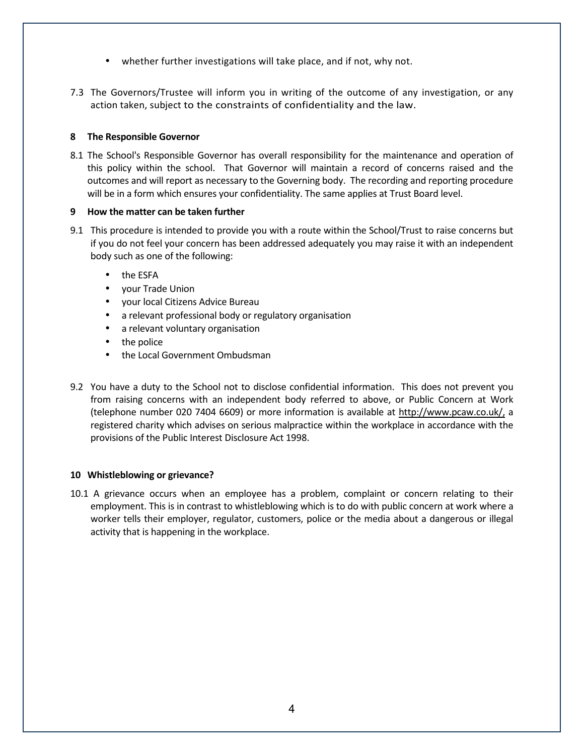- whether further investigations will take place, and if not, why not.

7.3 The Governors/Trustee will inform you in writing of the outcome of any investigation, or any action taken, subject to the constraints of confidentiality and the law.

**8 The Responsible Governor**

8.1 The School's Responsible Governor has overall responsibility for the maintenance and operation of this policy within the school. That Governor will maintain a record of concerns raised and the outcomes and will report as necessary to the Governing body. The recording and reporting procedure will be in a form which ensures your confidentiality. The same applies at Trust Board level.

**9 How the matter can be taken further**

9.1 This procedure is intended to provide you with a route within the School/Trust to raise concerns but if you do not feel your concern has been addressed adequately you may raise it with an independent body such as one of the following:

- the ESFA
- your Trade Union
- your local Citizens Advice Bureau
- a relevant professional body or regulatory organisation
- a relevant voluntary organisation
- the police
- the Local Government Ombudsman

9.2 You have a duty to the School not to disclose confidential information. This does not prevent you from raising concerns with an independent body referred to above, or Public Concern at Work (telephone number 020 7404 6609) or more information is available at http://www.pcaw.co.uk/, a registered charity which advises on serious malpractice within the workplace in accordance with the provisions of the Public Interest Disclosure Act 1998.

**10 Whistleblowing or grievance?**

10.1 A grievance occurs when an employee has a problem, complaint or concern relating to their employment. This is in contrast to whistleblowing which is to do with public concern at work where a worker tells their employer, regulator, customers, police or the media about a dangerous or illegal activity that is happening in the workplace.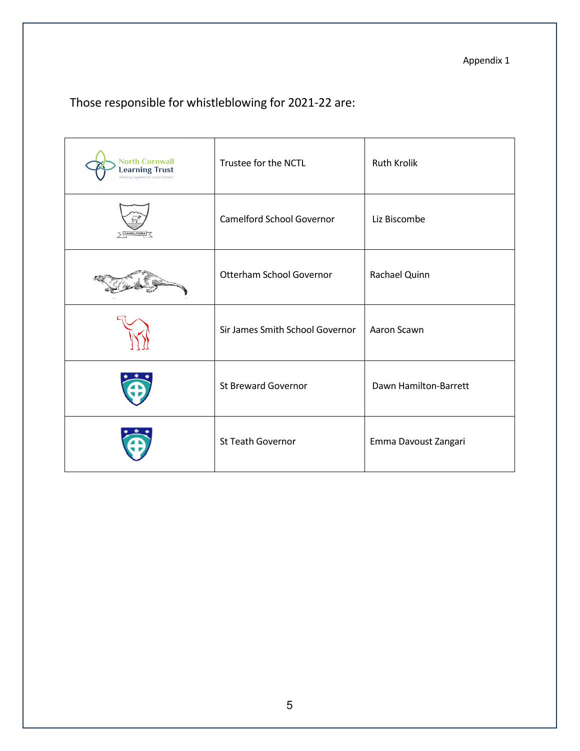Appendix 1

Those responsible for whistleblowing for 2021-22 are:

| | | |
|---|---|---|
| North Cornwall Learning Trust | Trustee for the NCTL | Ruth Krolik |
| | Camelford School Governor | Liz Biscombe |
| | Otterham School Governor | Rachael Quinn |
| | Sir James Smith School Governor | Aaron Scawn |
| | St Breward Governor | Dawn Hamilton-Barrett |
| | St Teath Governor | Emma Davoust Zangari |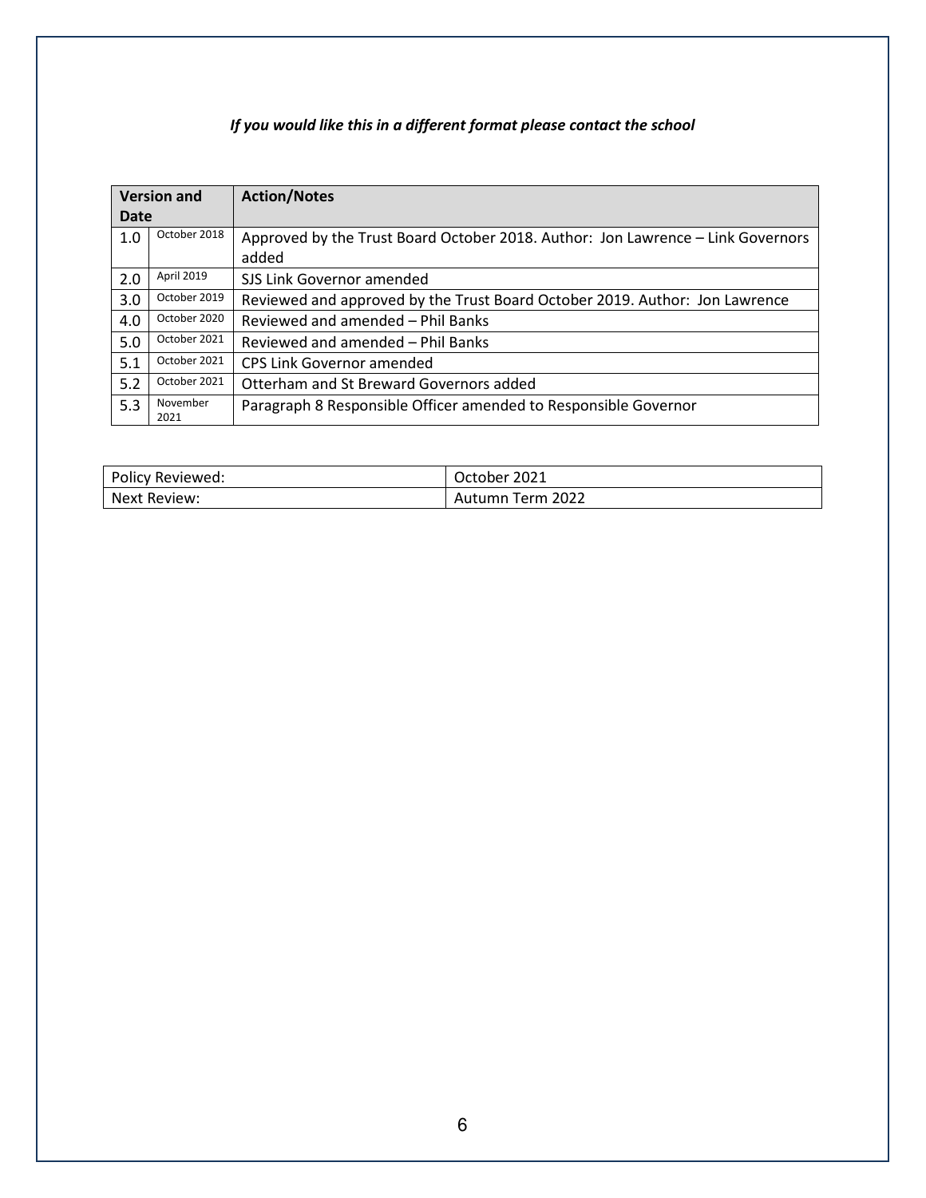***If you would like this in a different format please contact the school***

| Version and Date | | Action/Notes |
|---|---|---|
| 1.0 | October 2018 | Approved by the Trust Board October 2018. Author: Jon Lawrence – Link Governors added |
| 2.0 | April 2019 | SJS Link Governor amended |
| 3.0 | October 2019 | Reviewed and approved by the Trust Board October 2019. Author: Jon Lawrence |
| 4.0 | October 2020 | Reviewed and amended – Phil Banks |
| 5.0 | October 2021 | Reviewed and amended – Phil Banks |
| 5.1 | October 2021 | CPS Link Governor amended |
| 5.2 | October 2021 | Otterham and St Breward Governors added |
| 5.3 | November 2021 | Paragraph 8 Responsible Officer amended to Responsible Governor |

| | |
|---|---|
| Policy Reviewed: | October 2021 |
| Next Review: | Autumn Term 2022 |